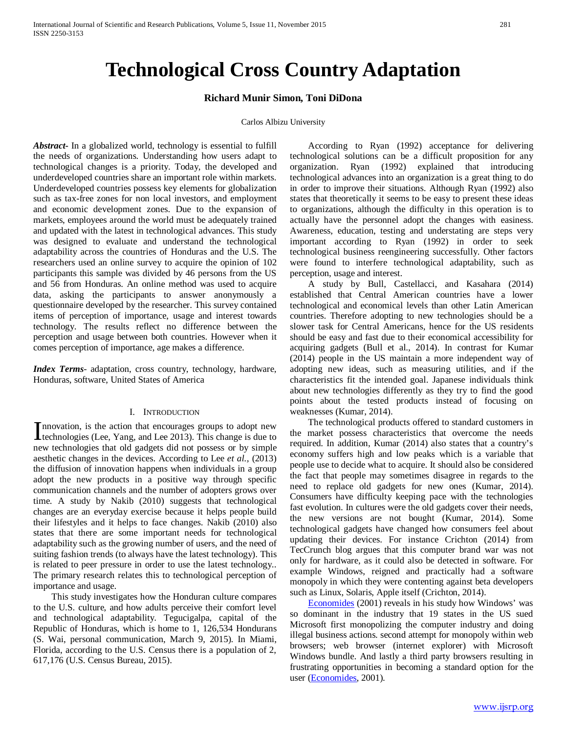# Technological Cross Country Adaptation

**Richard Munir Simon, Toni DiDona**

Carlos Albizu University

***Abstract***- In a globalized world, technology is essential to fulfill the needs of organizations. Understanding how users adapt to technological changes is a priority. Today, the developed and underdeveloped countries share an important role within markets. Underdeveloped countries possess key elements for globalization such as tax-free zones for non local investors, and employment and economic development zones. Due to the expansion of markets, employees around the world must be adequately trained and updated with the latest in technological advances. This study was designed to evaluate and understand the technological adaptability across the countries of Honduras and the U.S. The researchers used an online survey to acquire the opinion of 102 participants this sample was divided by 46 persons from the US and 56 from Honduras. An online method was used to acquire data, asking the participants to answer anonymously a questionnaire developed by the researcher. This survey contained items of perception of importance, usage and interest towards technology. The results reflect no difference between the perception and usage between both countries. However when it comes perception of importance, age makes a difference.

***Index Terms***- adaptation, cross country, technology, hardware, Honduras, software, United States of America

## I. Introduction

Innovation, is the action that encourages groups to adopt new technologies (Lee, Yang, and Lee 2013). This change is due to new technologies that old gadgets did not possess or by simple aesthetic changes in the devices. According to Lee *et al.,* (2013) the diffusion of innovation happens when individuals in a group adopt the new products in a positive way through specific communication channels and the number of adopters grows over time. A study by Nakib (2010) suggests that technological changes are an everyday exercise because it helps people build their lifestyles and it helps to face changes. Nakib (2010) also states that there are some important needs for technological adaptability such as the growing number of users, and the need of suiting fashion trends (to always have the latest technology). This is related to peer pressure in order to use the latest technology.. The primary research relates this to technological perception of importance and usage.

This study investigates how the Honduran culture compares to the U.S. culture, and how adults perceive their comfort level and technological adaptability. Tegucigalpa, capital of the Republic of Honduras, which is home to 1, 126,534 Hondurans (S. Wai, personal communication, March 9, 2015). In Miami, Florida, according to the U.S. Census there is a population of 2, 617,176 (U.S. Census Bureau, 2015).

According to Ryan (1992) acceptance for delivering technological solutions can be a difficult proposition for any organization. Ryan (1992) explained that introducing technological advances into an organization is a great thing to do in order to improve their situations. Although Ryan (1992) also states that theoretically it seems to be easy to present these ideas to organizations, although the difficulty in this operation is to actually have the personnel adopt the changes with easiness. Awareness, education, testing and understating are steps very important according to Ryan (1992) in order to seek technological business reengineering successfully. Other factors were found to interfere technological adaptability, such as perception, usage and interest.

A study by Bull, Castellacci, and Kasahara (2014) established that Central American countries have a lower technological and economical levels than other Latin American countries. Therefore adopting to new technologies should be a slower task for Central Americans, hence for the US residents should be easy and fast due to their economical accessibility for acquiring gadgets (Bull et al., 2014). In contrast for Kumar (2014) people in the US maintain a more independent way of adopting new ideas, such as measuring utilities, and if the characteristics fit the intended goal. Japanese individuals think about new technologies differently as they try to find the good points about the tested products instead of focusing on weaknesses (Kumar, 2014).

The technological products offered to standard customers in the market possess characteristics that overcome the needs required. In addition, Kumar (2014) also states that a country's economy suffers high and low peaks which is a variable that people use to decide what to acquire. It should also be considered the fact that people may sometimes disagree in regards to the need to replace old gadgets for new ones (Kumar, 2014). Consumers have difficulty keeping pace with the technologies fast evolution. In cultures were the old gadgets cover their needs, the new versions are not bought (Kumar, 2014). Some technological gadgets have changed how consumers feel about updating their devices. For instance Crichton (2014) from TecCrunch blog argues that this computer brand war was not only for hardware, as it could also be detected in software. For example Windows, reigned and practically had a software monopoly in which they were contenting against beta developers such as Linux, Solaris, Apple itself (Crichton, 2014).

Economides (2001) reveals in his study how Windows' was so dominant in the industry that 19 states in the US sued Microsoft first monopolizing the computer industry and doing illegal business actions. second attempt for monopoly within web browsers; web browser (internet explorer) with Microsoft Windows bundle. And lastly a third party browsers resulting in frustrating opportunities in becoming a standard option for the user (Economides, 2001).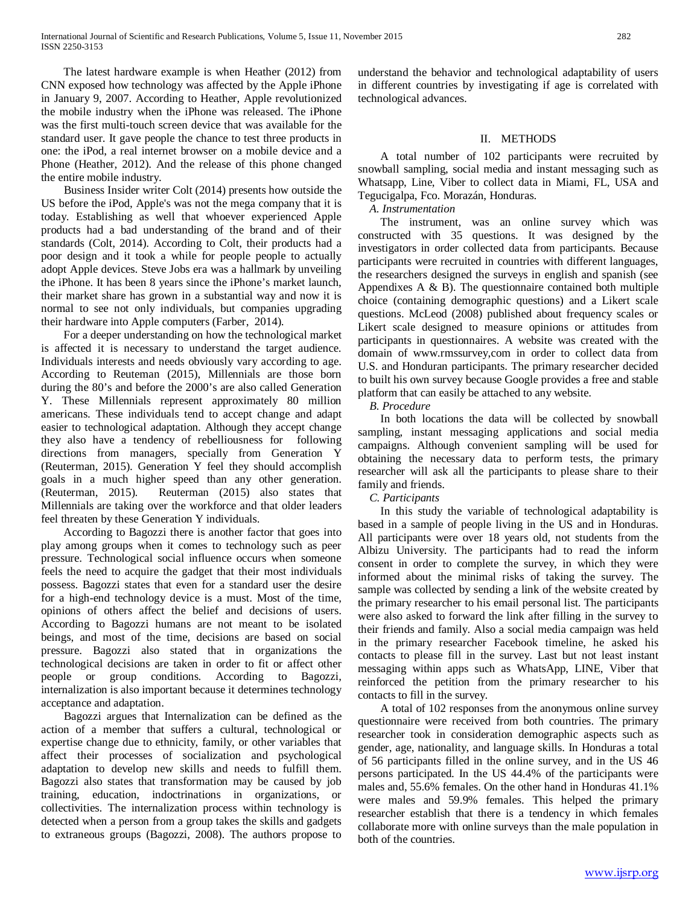The latest hardware example is when Heather (2012) from CNN exposed how technology was affected by the Apple iPhone in January 9, 2007. According to Heather, Apple revolutionized the mobile industry when the iPhone was released. The iPhone was the first multi-touch screen device that was available for the standard user. It gave people the chance to test three products in one: the iPod, a real internet browser on a mobile device and a Phone (Heather, 2012). And the release of this phone changed the entire mobile industry.

Business Insider writer Colt (2014) presents how outside the US before the iPod, Apple's was not the mega company that it is today. Establishing as well that whoever experienced Apple products had a bad understanding of the brand and of their standards (Colt, 2014). According to Colt, their products had a poor design and it took a while for people people to actually adopt Apple devices. Steve Jobs era was a hallmark by unveiling the iPhone. It has been 8 years since the iPhone's market launch, their market share has grown in a substantial way and now it is normal to see not only individuals, but companies upgrading their hardware into Apple computers (Farber, 2014).

For a deeper understanding on how the technological market is affected it is necessary to understand the target audience. Individuals interests and needs obviously vary according to age. According to Reuteman (2015), Millennials are those born during the 80's and before the 2000's are also called Generation Y. These Millennials represent approximately 80 million americans. These individuals tend to accept change and adapt easier to technological adaptation. Although they accept change they also have a tendency of rebelliousness for following directions from managers, specially from Generation Y (Reuterman, 2015). Generation Y feel they should accomplish goals in a much higher speed than any other generation. (Reuterman, 2015). Reuterman (2015) also states that Millennials are taking over the workforce and that older leaders feel threaten by these Generation Y individuals.

According to Bagozzi there is another factor that goes into play among groups when it comes to technology such as peer pressure. Technological social influence occurs when someone feels the need to acquire the gadget that their most individuals possess. Bagozzi states that even for a standard user the desire for a high-end technology device is a must. Most of the time, opinions of others affect the belief and decisions of users. According to Bagozzi humans are not meant to be isolated beings, and most of the time, decisions are based on social pressure. Bagozzi also stated that in organizations the technological decisions are taken in order to fit or affect other people or group conditions. According to Bagozzi, internalization is also important because it determines technology acceptance and adaptation.

Bagozzi argues that Internalization can be defined as the action of a member that suffers a cultural, technological or expertise change due to ethnicity, family, or other variables that affect their processes of socialization and psychological adaptation to develop new skills and needs to fulfill them. Bagozzi also states that transformation may be caused by job training, education, indoctrinations in organizations, or collectivities. The internalization process within technology is detected when a person from a group takes the skills and gadgets to extraneous groups (Bagozzi, 2008). The authors propose to understand the behavior and technological adaptability of users in different countries by investigating if age is correlated with technological advances.

## II. METHODS

A total number of 102 participants were recruited by snowball sampling, social media and instant messaging such as Whatsapp, Line, Viber to collect data in Miami, FL, USA and Tegucigalpa, Fco. Morazán, Honduras.

### *A. Instrumentation*

The instrument, was an online survey which was constructed with 35 questions. It was designed by the investigators in order collected data from participants. Because participants were recruited in countries with different languages, the researchers designed the surveys in english and spanish (see Appendixes A & B). The questionnaire contained both multiple choice (containing demographic questions) and a Likert scale questions. McLeod (2008) published about frequency scales or Likert scale designed to measure opinions or attitudes from participants in questionnaires. A website was created with the domain of www.rmssurvey,com in order to collect data from U.S. and Honduran participants. The primary researcher decided to built his own survey because Google provides a free and stable platform that can easily be attached to any website.

### *B. Procedure*

In both locations the data will be collected by snowball sampling, instant messaging applications and social media campaigns. Although convenient sampling will be used for obtaining the necessary data to perform tests, the primary researcher will ask all the participants to please share to their family and friends.

### *C. Participants*

In this study the variable of technological adaptability is based in a sample of people living in the US and in Honduras. All participants were over 18 years old, not students from the Albizu University. The participants had to read the inform consent in order to complete the survey, in which they were informed about the minimal risks of taking the survey. The sample was collected by sending a link of the website created by the primary researcher to his email personal list. The participants were also asked to forward the link after filling in the survey to their friends and family. Also a social media campaign was held in the primary researcher Facebook timeline, he asked his contacts to please fill in the survey. Last but not least instant messaging within apps such as WhatsApp, LINE, Viber that reinforced the petition from the primary researcher to his contacts to fill in the survey.

A total of 102 responses from the anonymous online survey questionnaire were received from both countries. The primary researcher took in consideration demographic aspects such as gender, age, nationality, and language skills. In Honduras a total of 56 participants filled in the online survey, and in the US 46 persons participated. In the US 44.4% of the participants were males and, 55.6% females. On the other hand in Honduras 41.1% were males and 59.9% females. This helped the primary researcher establish that there is a tendency in which females collaborate more with online surveys than the male population in both of the countries.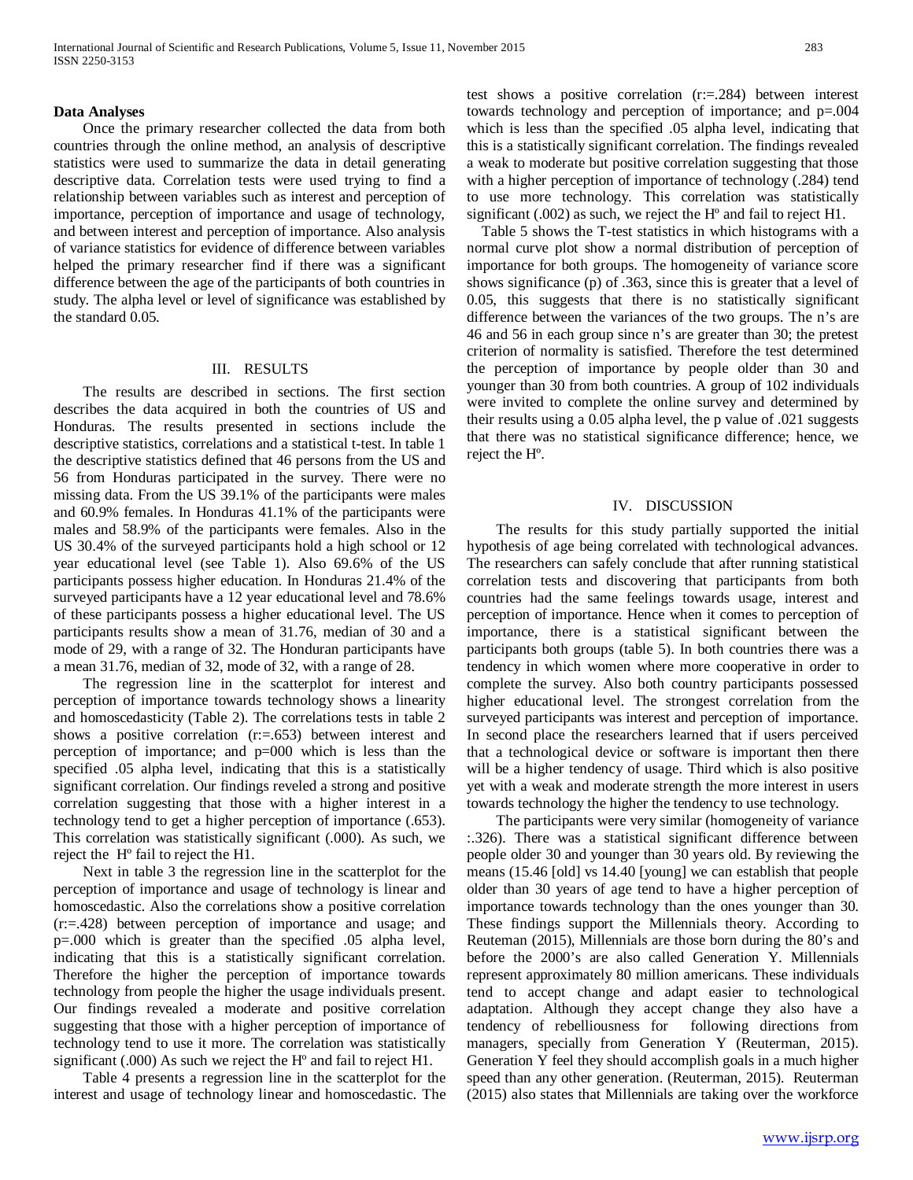**Data Analyses**

Once the primary researcher collected the data from both countries through the online method, an analysis of descriptive statistics were used to summarize the data in detail generating descriptive data. Correlation tests were used trying to find a relationship between variables such as interest and perception of importance, perception of importance and usage of technology, and between interest and perception of importance. Also analysis of variance statistics for evidence of difference between variables helped the primary researcher find if there was a significant difference between the age of the participants of both countries in study. The alpha level or level of significance was established by the standard 0.05.

## III. RESULTS

The results are described in sections. The first section describes the data acquired in both the countries of US and Honduras. The results presented in sections include the descriptive statistics, correlations and a statistical t-test. In table 1 the descriptive statistics defined that 46 persons from the US and 56 from Honduras participated in the survey. There were no missing data. From the US 39.1% of the participants were males and 60.9% females. In Honduras 41.1% of the participants were males and 58.9% of the participants were females. Also in the US 30.4% of the surveyed participants hold a high school or 12 year educational level (see Table 1). Also 69.6% of the US participants possess higher education. In Honduras 21.4% of the surveyed participants have a 12 year educational level and 78.6% of these participants possess a higher educational level. The US participants results show a mean of 31.76, median of 30 and a mode of 29, with a range of 32. The Honduran participants have a mean 31.76, median of 32, mode of 32, with a range of 28.

The regression line in the scatterplot for interest and perception of importance towards technology shows a linearity and homoscedasticity (Table 2). The correlations tests in table 2 shows a positive correlation (r:=.653) between interest and perception of importance; and p=000 which is less than the specified .05 alpha level, indicating that this is a statistically significant correlation. Our findings reveled a strong and positive correlation suggesting that those with a higher interest in a technology tend to get a higher perception of importance (.653). This correlation was statistically significant (.000). As such, we reject the Hº fail to reject the H1.

Next in table 3 the regression line in the scatterplot for the perception of importance and usage of technology is linear and homoscedastic. Also the correlations show a positive correlation (r:=.428) between perception of importance and usage; and p=.000 which is greater than the specified .05 alpha level, indicating that this is a statistically significant correlation. Therefore the higher the perception of importance towards technology from people the higher the usage individuals present. Our findings revealed a moderate and positive correlation suggesting that those with a higher perception of importance of technology tend to use it more. The correlation was statistically significant (.000) As such we reject the Hº and fail to reject H1.

Table 4 presents a regression line in the scatterplot for the interest and usage of technology linear and homoscedastic. The test shows a positive correlation (r:=.284) between interest towards technology and perception of importance; and p=.004 which is less than the specified .05 alpha level, indicating that this is a statistically significant correlation. The findings revealed a weak to moderate but positive correlation suggesting that those with a higher perception of importance of technology (.284) tend to use more technology. This correlation was statistically significant (.002) as such, we reject the Hº and fail to reject H1.

Table 5 shows the T-test statistics in which histograms with a normal curve plot show a normal distribution of perception of importance for both groups. The homogeneity of variance score shows significance (p) of .363, since this is greater that a level of 0.05, this suggests that there is no statistically significant difference between the variances of the two groups. The n's are 46 and 56 in each group since n's are greater than 30; the pretest criterion of normality is satisfied. Therefore the test determined the perception of importance by people older than 30 and younger than 30 from both countries. A group of 102 individuals were invited to complete the online survey and determined by their results using a 0.05 alpha level, the p value of .021 suggests that there was no statistical significance difference; hence, we reject the Hº.

## IV. DISCUSSION

The results for this study partially supported the initial hypothesis of age being correlated with technological advances. The researchers can safely conclude that after running statistical correlation tests and discovering that participants from both countries had the same feelings towards usage, interest and perception of importance. Hence when it comes to perception of importance, there is a statistical significant between the participants both groups (table 5). In both countries there was a tendency in which women where more cooperative in order to complete the survey. Also both country participants possessed higher educational level. The strongest correlation from the surveyed participants was interest and perception of importance. In second place the researchers learned that if users perceived that a technological device or software is important then there will be a higher tendency of usage. Third which is also positive yet with a weak and moderate strength the more interest in users towards technology the higher the tendency to use technology.

The participants were very similar (homogeneity of variance :.326). There was a statistical significant difference between people older 30 and younger than 30 years old. By reviewing the means (15.46 [old] vs 14.40 [young] we can establish that people older than 30 years of age tend to have a higher perception of importance towards technology than the ones younger than 30. These findings support the Millennials theory. According to Reuteman (2015), Millennials are those born during the 80's and before the 2000's are also called Generation Y. Millennials represent approximately 80 million americans. These individuals tend to accept change and adapt easier to technological adaptation. Although they accept change they also have a tendency of rebelliousness for following directions from managers, specially from Generation Y (Reuterman, 2015). Generation Y feel they should accomplish goals in a much higher speed than any other generation. (Reuterman, 2015). Reuterman (2015) also states that Millennials are taking over the workforce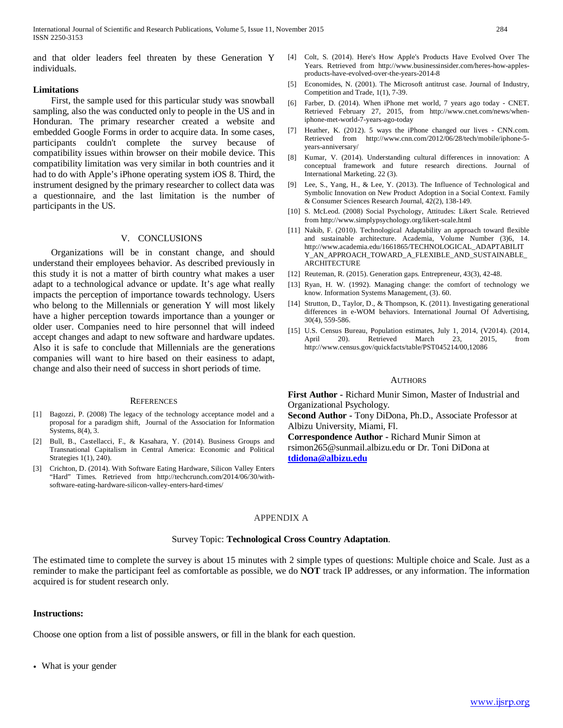and that older leaders feel threaten by these Generation Y individuals.

### Limitations

First, the sample used for this particular study was snowball sampling, also the was conducted only to people in the US and in Honduran. The primary researcher created a website and embedded Google Forms in order to acquire data. In some cases, participants couldn't complete the survey because of compatibility issues within browser on their mobile device. This compatibility limitation was very similar in both countries and it had to do with Apple's iPhone operating system iOS 8. Third, the instrument designed by the primary researcher to collect data was a questionnaire, and the last limitation is the number of participants in the US.

## V. CONCLUSIONS

Organizations will be in constant change, and should understand their employees behavior. As described previously in this study it is not a matter of birth country what makes a user adapt to a technological advance or update. It's age what really impacts the perception of importance towards technology. Users who belong to the Millennials or generation Y will most likely have a higher perception towards importance than a younger or older user. Companies need to hire personnel that will indeed accept changes and adapt to new software and hardware updates. Also it is safe to conclude that Millennials are the generations companies will want to hire based on their easiness to adapt, change and also their need of success in short periods of time.

## REFERENCES

[1] Bagozzi, P. (2008) The legacy of the technology acceptance model and a proposal for a paradigm shift, Journal of the Association for Information Systems, 8(4), 3.

[2] Bull, B., Castellacci, F., & Kasahara, Y. (2014). Business Groups and Transnational Capitalism in Central America: Economic and Political Strategies 1(1), 240).

[3] Crichton, D. (2014). With Software Eating Hardware, Silicon Valley Enters "Hard" Times. Retrieved from http://techcrunch.com/2014/06/30/with-software-eating-hardware-silicon-valley-enters-hard-times/

[4] Colt, S. (2014). Here's How Apple's Products Have Evolved Over The Years. Retrieved from http://www.businessinsider.com/heres-how-apples-products-have-evolved-over-the-years-2014-8

[5] Economides, N. (2001). The Microsoft antitrust case. Journal of Industry, Competition and Trade, 1(1), 7-39.

[6] Farber, D. (2014). When iPhone met world, 7 years ago today - CNET. Retrieved February 27, 2015, from http://www.cnet.com/news/when-iphone-met-world-7-years-ago-today

[7] Heather, K. (2012). 5 ways the iPhone changed our lives - CNN.com. Retrieved from http://www.cnn.com/2012/06/28/tech/mobile/iphone-5-years-anniversary/

[8] Kumar, V. (2014). Understanding cultural differences in innovation: A conceptual framework and future research directions. Journal of International Marketing. 22 (3).

[9] Lee, S., Yang, H., & Lee, Y. (2013). The Influence of Technological and Symbolic Innovation on New Product Adoption in a Social Context. Family & Consumer Sciences Research Journal, 42(2), 138-149.

[10] S. McLeod. (2008) Social Psychology, Attitudes: Likert Scale. Retrieved from http://www.simplypsychology.org/likert-scale.html

[11] Nakib, F. (2010). Technological Adaptability an approach toward flexible and sustainable architecture. Academia, Volume Number (3)6, 14. http://www.academia.edu/1661865/TECHNOLOGICAL_ADAPTABILITY_AN_APPROACH_TOWARD_A_FLEXIBLE_AND_SUSTAINABLE_ARCHITECTURE

[12] Reuteman, R. (2015). Generation gaps. Entrepreneur, 43(3), 42-48.

[13] Ryan, H. W. (1992). Managing change: the comfort of technology we know. Information Systems Management, (3). 60.

[14] Strutton, D., Taylor, D., & Thompson, K. (2011). Investigating generational differences in e-WOM behaviors. International Journal Of Advertising, 30(4), 559-586.

[15] U.S. Census Bureau, Population estimates, July 1, 2014, (V2014). (2014, April 20). Retrieved March 23, 2015, from http://www.census.gov/quickfacts/table/PST045214/00,12086

## AUTHORS

**First Author** - Richard Munir Simon, Master of Industrial and Organizational Psychology.

**Second Author** - Tony DiDona, Ph.D., Associate Professor at Albizu University, Miami, Fl.

**Correspondence Author** - Richard Munir Simon at rsimon265@sunmail.albizu.edu or Dr. Toni DiDona at **tdidona@albizu.edu**

## APPENDIX A

Survey Topic: **Technological Cross Country Adaptation**.

The estimated time to complete the survey is about 15 minutes with 2 simple types of questions: Multiple choice and Scale. Just as a reminder to make the participant feel as comfortable as possible, we do **NOT** track IP addresses, or any information. The information acquired is for student research only.

**Instructions:**

Choose one option from a list of possible answers, or fill in the blank for each question.

- What is your gender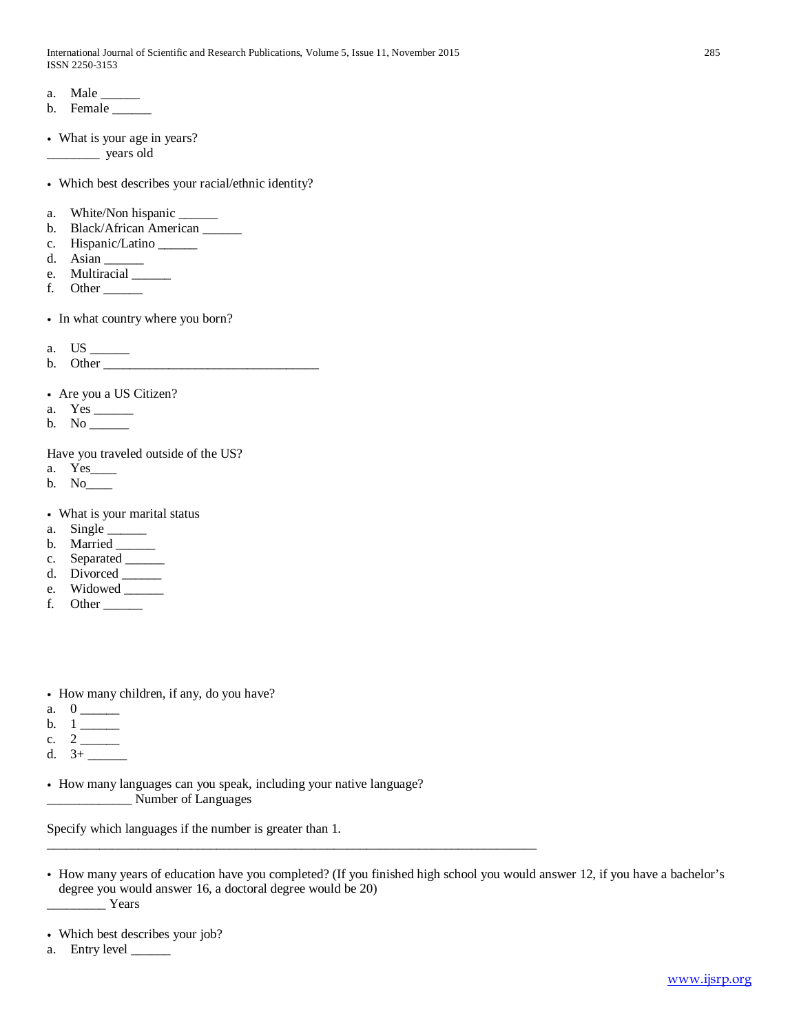a. Male ______
b. Female ______

- What is your age in years?

________ years old

- Which best describes your racial/ethnic identity?

a. White/Non hispanic ______
b. Black/African American ______
c. Hispanic/Latino ______
d. Asian ______
e. Multiracial ______
f. Other ______

- In what country where you born?

a. US ______
b. Other ________________________________

- Are you a US Citizen?

a. Yes ______
b. No ______

Have you traveled outside of the US?

a. Yes____
b. No____

- What is your marital status

a. Single ______
b. Married ______
c. Separated ______
d. Divorced ______
e. Widowed ______
f. Other ______

- How many children, if any, do you have?

a. 0 ______
b. 1 ______
c. 2 ______
d. 3+ ______

- How many languages can you speak, including your native language?

_____________ Number of Languages

Specify which languages if the number is greater than 1.

___________________________________________________________________________

- How many years of education have you completed? (If you finished high school you would answer 12, if you have a bachelor's degree you would answer 16, a doctoral degree would be 20)

_________ Years

- Which best describes your job?

a. Entry level ______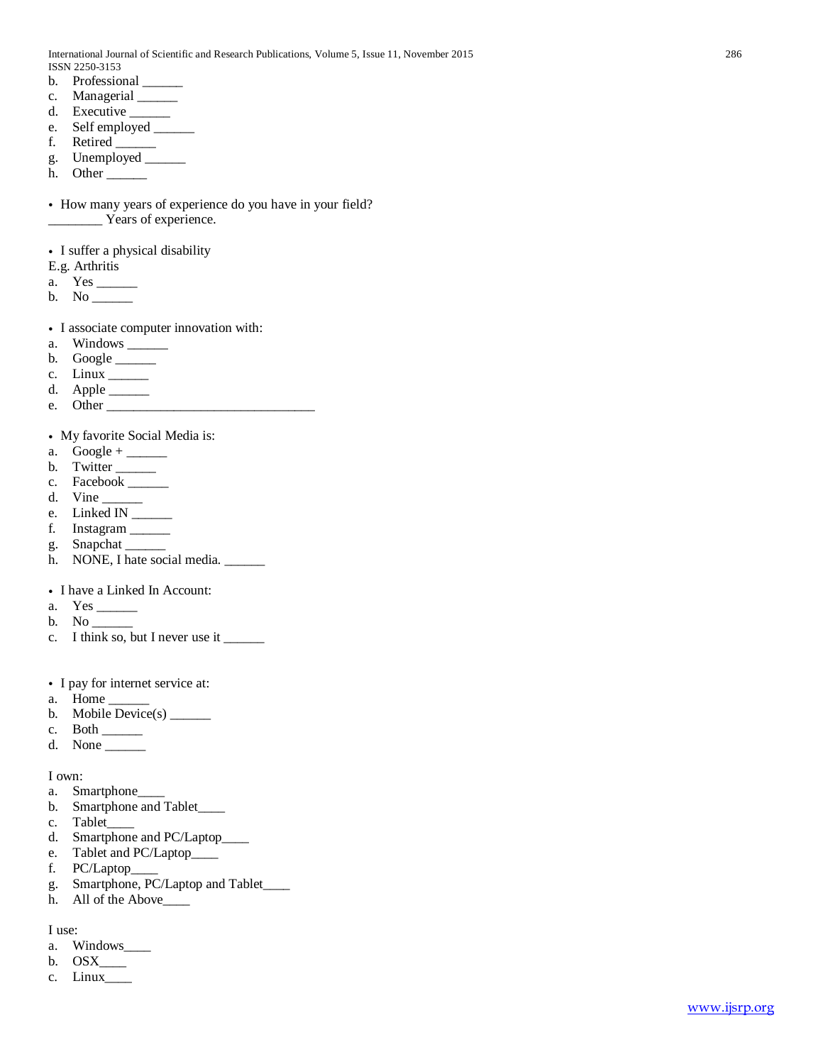b. Professional ______
c. Managerial ______
d. Executive ______
e. Self employed ______
f. Retired ______
g. Unemployed ______
h. Other ______

- How many years of experience do you have in your field?

________ Years of experience.

- I suffer a physical disability

E.g. Arthritis

a. Yes ______
b. No ______

- I associate computer innovation with:

a. Windows ______
b. Google ______
c. Linux ______
d. Apple ______
e. Other ________________________________

- My favorite Social Media is:

a. Google + ______
b. Twitter ______
c. Facebook ______
d. Vine ______
e. Linked IN ______
f. Instagram ______
g. Snapchat ______
h. NONE, I hate social media. ______

- I have a Linked In Account:

a. Yes ______
b. No ______
c. I think so, but I never use it ______

- I pay for internet service at:

a. Home ______
b. Mobile Device(s) ______
c. Both ______
d. None ______

I own:

a. Smartphone____
b. Smartphone and Tablet____
c. Tablet____
d. Smartphone and PC/Laptop____
e. Tablet and PC/Laptop____
f. PC/Laptop____
g. Smartphone, PC/Laptop and Tablet____
h. All of the Above____

I use:

a. Windows____
b. OSX____
c. Linux____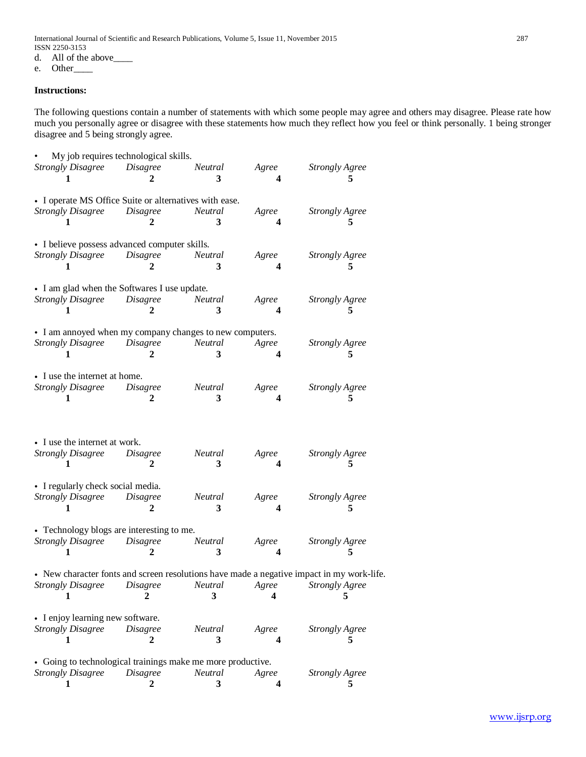d. All of the above____
e. Other____

**Instructions:**

The following questions contain a number of statements with which some people may agree and others may disagree. Please rate how much you personally agree or disagree with these statements how much they reflect how you feel or think personally. 1 being stronger disagree and 5 being strongly agree.

- My job requires technological skills.

| *Strongly Disagree* | *Disagree* | *Neutral* | *Agree* | *Strongly Agree* |
|---|---|---|---|---|
| **1** | **2** | **3** | **4** | **5** |

- I operate MS Office Suite or alternatives with ease.

| *Strongly Disagree* | *Disagree* | *Neutral* | *Agree* | *Strongly Agree* |
|---|---|---|---|---|
| **1** | **2** | **3** | **4** | **5** |

- I believe possess advanced computer skills.

| *Strongly Disagree* | *Disagree* | *Neutral* | *Agree* | *Strongly Agree* |
|---|---|---|---|---|
| **1** | **2** | **3** | **4** | **5** |

- I am glad when the Softwares I use update.

| *Strongly Disagree* | *Disagree* | *Neutral* | *Agree* | *Strongly Agree* |
|---|---|---|---|---|
| **1** | **2** | **3** | **4** | **5** |

- I am annoyed when my company changes to new computers.

| *Strongly Disagree* | *Disagree* | *Neutral* | *Agree* | *Strongly Agree* |
|---|---|---|---|---|
| **1** | **2** | **3** | **4** | **5** |

- I use the internet at home.

| *Strongly Disagree* | *Disagree* | *Neutral* | *Agree* | *Strongly Agree* |
|---|---|---|---|---|
| **1** | **2** | **3** | **4** | **5** |

- I use the internet at work.

| *Strongly Disagree* | *Disagree* | *Neutral* | *Agree* | *Strongly Agree* |
|---|---|---|---|---|
| **1** | **2** | **3** | **4** | **5** |

- I regularly check social media.

| *Strongly Disagree* | *Disagree* | *Neutral* | *Agree* | *Strongly Agree* |
|---|---|---|---|---|
| **1** | **2** | **3** | **4** | **5** |

- Technology blogs are interesting to me.

| *Strongly Disagree* | *Disagree* | *Neutral* | *Agree* | *Strongly Agree* |
|---|---|---|---|---|
| **1** | **2** | **3** | **4** | **5** |

- New character fonts and screen resolutions have made a negative impact in my work-life.

| *Strongly Disagree* | *Disagree* | *Neutral* | *Agree* | *Strongly Agree* |
|---|---|---|---|---|
| **1** | **2** | **3** | **4** | **5** |

- I enjoy learning new software.

| *Strongly Disagree* | *Disagree* | *Neutral* | *Agree* | *Strongly Agree* |
|---|---|---|---|---|
| **1** | **2** | **3** | **4** | **5** |

- Going to technological trainings make me more productive.

| *Strongly Disagree* | *Disagree* | *Neutral* | *Agree* | *Strongly Agree* |
|---|---|---|---|---|
| **1** | **2** | **3** | **4** | **5** |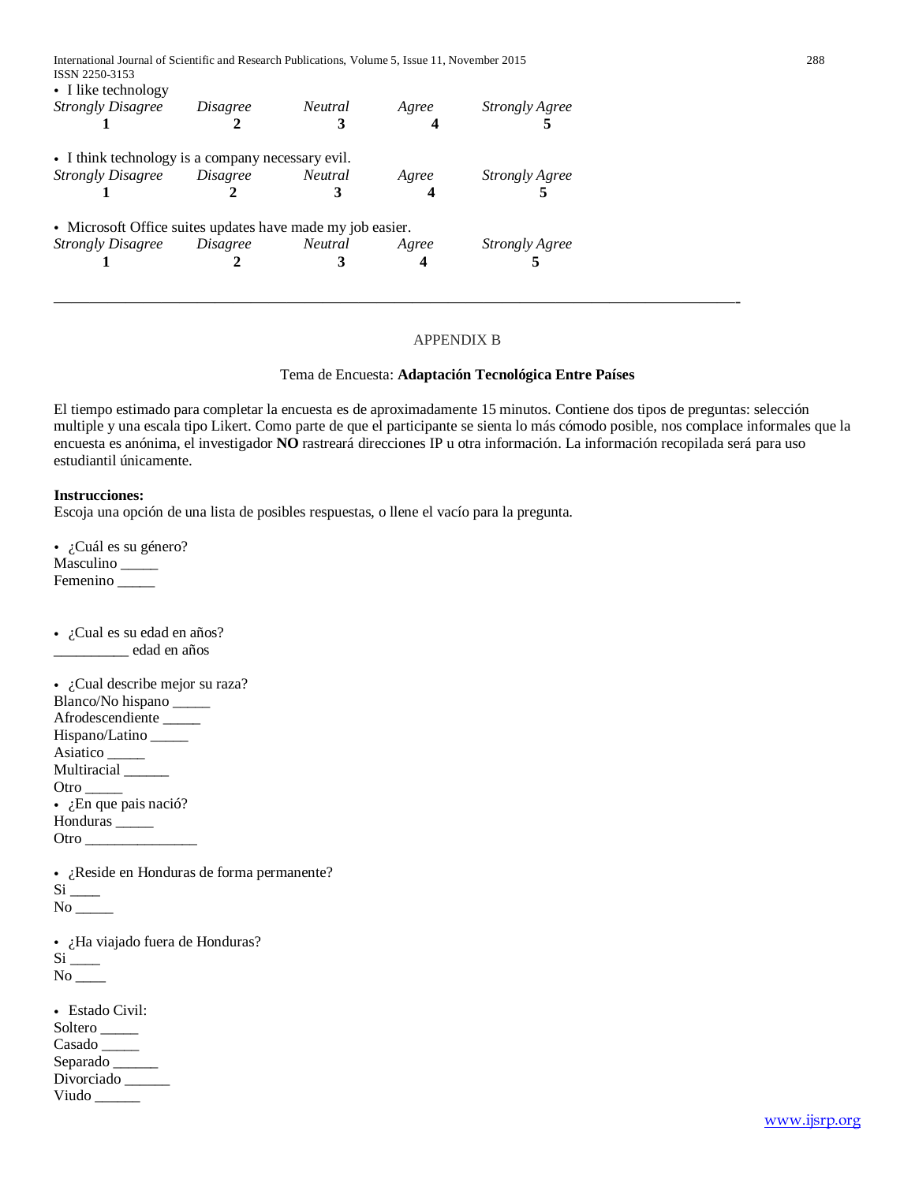- I like technology

| *Strongly Disagree* | *Disagree* | *Neutral* | *Agree* | *Strongly Agree* |
|---|---|---|---|---|
| **1** | **2** | **3** | **4** | **5** |

- I think technology is a company necessary evil.

| *Strongly Disagree* | *Disagree* | *Neutral* | *Agree* | *Strongly Agree* |
|---|---|---|---|---|
| **1** | **2** | **3** | **4** | **5** |

- Microsoft Office suites updates have made my job easier.

| *Strongly Disagree* | *Disagree* | *Neutral* | *Agree* | *Strongly Agree* |
|---|---|---|---|---|
| **1** | **2** | **3** | **4** | **5** |

---

## APPENDIX B

Tema de Encuesta: **Adaptación Tecnológica Entre Países**

El tiempo estimado para completar la encuesta es de aproximadamente 15 minutos. Contiene dos tipos de preguntas: selección multiple y una escala tipo Likert. Como parte de que el participante se sienta lo más cómodo posible, nos complace informales que la encuesta es anónima, el investigador **NO** rastreará direcciones IP u otra información. La información recopilada será para uso estudiantil únicamente.

**Instrucciones:**
Escoja una opción de una lista de posibles respuestas, o llene el vacío para la pregunta.

- ¿Cuál es su género?

Masculino _____
Femenino _____

- ¿Cual es su edad en años?

__________ edad en años

- ¿Cual describe mejor su raza?

Blanco/No hispano _____
Afrodescendiente _____
Hispano/Latino _____
Asiatico _____
Multiracial ______
Otro _____

- ¿En que pais nació?

Honduras _____
Otro _______________

- ¿Reside en Honduras de forma permanente?

Si ____
No _____

- ¿Ha viajado fuera de Honduras?

Si ____
No ____

- Estado Civil:

Soltero _____
Casado _____
Separado ______
Divorciado ______
Viudo ______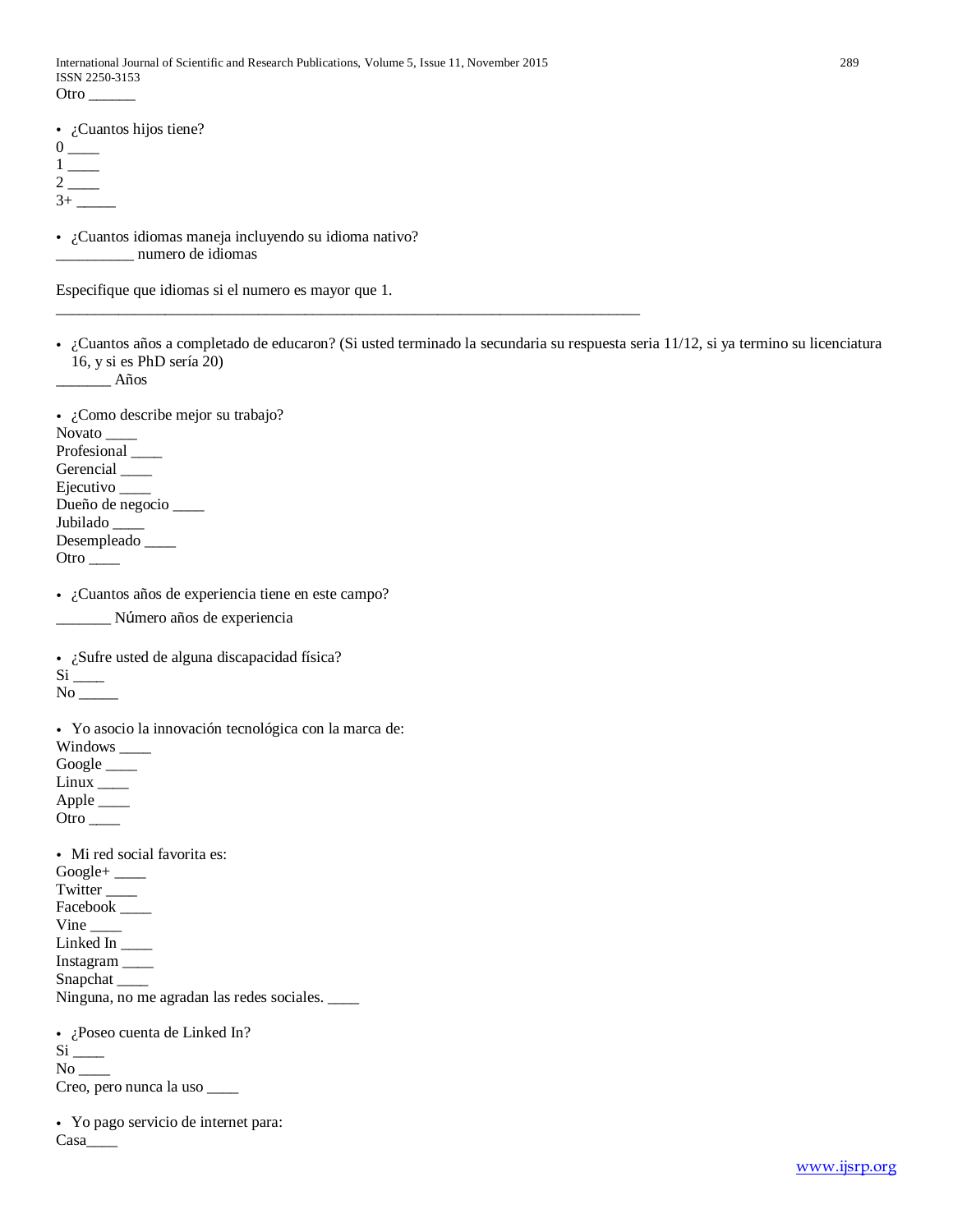Otro ______

- ¿Cuantos hijos tiene?

0 ____
1 ____
2 ____
3+ _____

- ¿Cuantos idiomas maneja incluyendo su idioma nativo?

__________ numero de idiomas

Especifique que idiomas si el numero es mayor que 1.

_______________________________________________________________________________

- ¿Cuantos años a completado de educaron? (Si usted terminado la secundaria su respuesta seria 11/12, si ya termino su licenciatura 16, y si es PhD sería 20)

_______ Años

- ¿Como describe mejor su trabajo?

Novato ____
Profesional ____
Gerencial ____
Ejecutivo ____
Dueño de negocio ____
Jubilado ____
Desempleado ____
Otro ____

- ¿Cuantos años de experiencia tiene en este campo?

_______ Número años de experiencia

- ¿Sufre usted de alguna discapacidad física?

Si ____
No _____

- Yo asocio la innovación tecnológica con la marca de:

Windows ____
Google ____
Linux ____
Apple ____
Otro ____

- Mi red social favorita es:

Google+ ____
Twitter ____
Facebook ____
Vine ____
Linked In ____
Instagram ____
Snapchat ____
Ninguna, no me agradan las redes sociales. ____

- ¿Poseo cuenta de Linked In?

Si ____
No ____
Creo, pero nunca la uso ____

- Yo pago servicio de internet para:

Casa____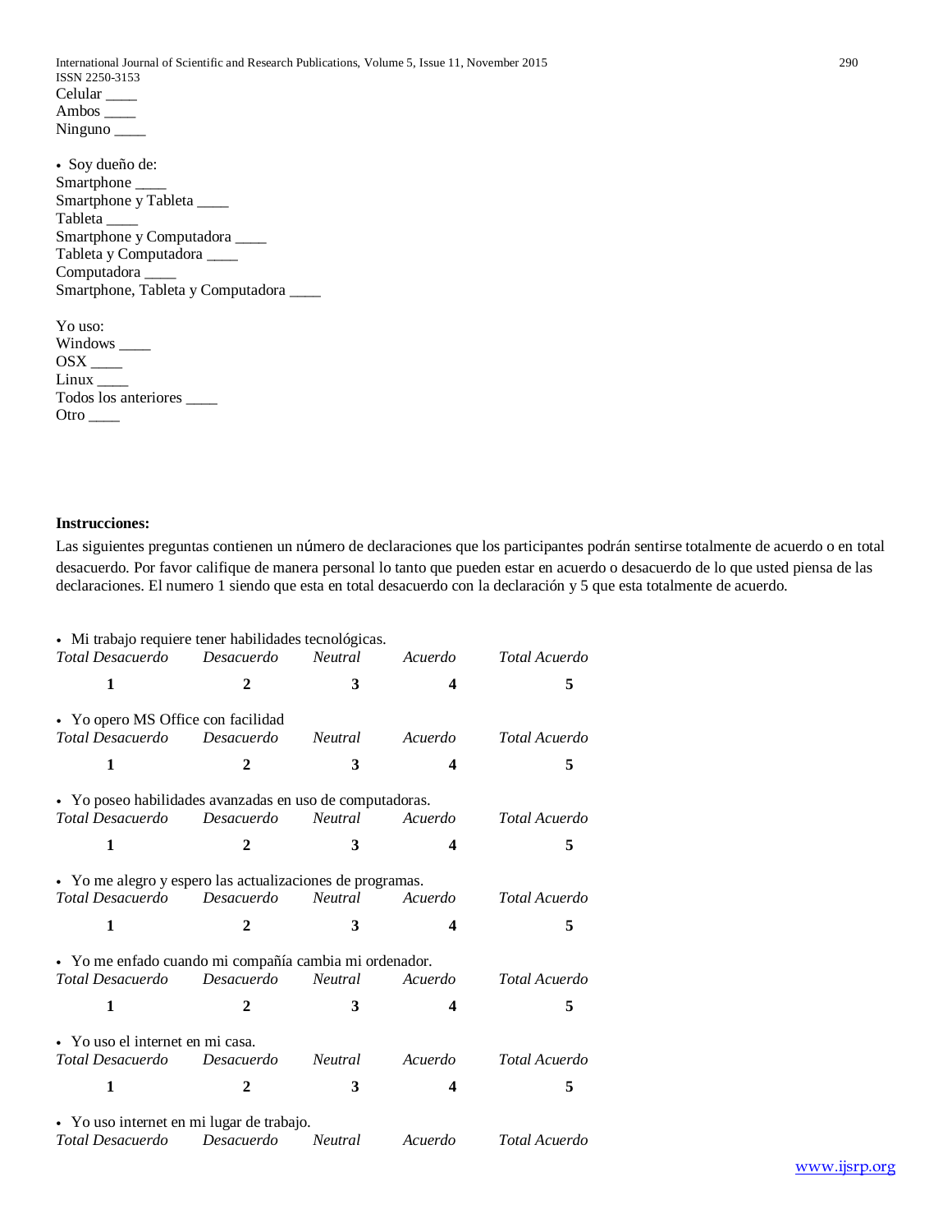Celular ____
Ambos ____
Ninguno ____

- Soy dueño de:

Smartphone ____
Smartphone y Tableta ____
Tableta ____
Smartphone y Computadora ____
Tableta y Computadora ____
Computadora ____
Smartphone, Tableta y Computadora ____

Yo uso:
Windows ____
OSX ____
Linux ____
Todos los anteriores ____
Otro ____

**Instrucciones:**

Las siguientes preguntas contienen un número de declaraciones que los participantes podrán sentirse totalmente de acuerdo o en total desacuerdo. Por favor califique de manera personal lo tanto que pueden estar en acuerdo o desacuerdo de lo que usted piensa de las declaraciones. El numero 1 siendo que esta en total desacuerdo con la declaración y 5 que esta totalmente de acuerdo.

- Mi trabajo requiere tener habilidades tecnológicas.

| *Total Desacuerdo* | *Desacuerdo* | *Neutral* | *Acuerdo* | *Total Acuerdo* |
|---|---|---|---|---|
| **1** | **2** | **3** | **4** | **5** |

- Yo opero MS Office con facilidad

| *Total Desacuerdo* | *Desacuerdo* | *Neutral* | *Acuerdo* | *Total Acuerdo* |
|---|---|---|---|---|
| **1** | **2** | **3** | **4** | **5** |

- Yo poseo habilidades avanzadas en uso de computadoras.

| *Total Desacuerdo* | *Desacuerdo* | *Neutral* | *Acuerdo* | *Total Acuerdo* |
|---|---|---|---|---|
| **1** | **2** | **3** | **4** | **5** |

- Yo me alegro y espero las actualizaciones de programas.

| *Total Desacuerdo* | *Desacuerdo* | *Neutral* | *Acuerdo* | *Total Acuerdo* |
|---|---|---|---|---|
| **1** | **2** | **3** | **4** | **5** |

- Yo me enfado cuando mi compañía cambia mi ordenador.

| *Total Desacuerdo* | *Desacuerdo* | *Neutral* | *Acuerdo* | *Total Acuerdo* |
|---|---|---|---|---|
| **1** | **2** | **3** | **4** | **5** |

- Yo uso el internet en mi casa.

| *Total Desacuerdo* | *Desacuerdo* | *Neutral* | *Acuerdo* | *Total Acuerdo* |
|---|---|---|---|---|
| **1** | **2** | **3** | **4** | **5** |

- Yo uso internet en mi lugar de trabajo.

*Total Desacuerdo* *Desacuerdo* *Neutral* *Acuerdo* *Total Acuerdo*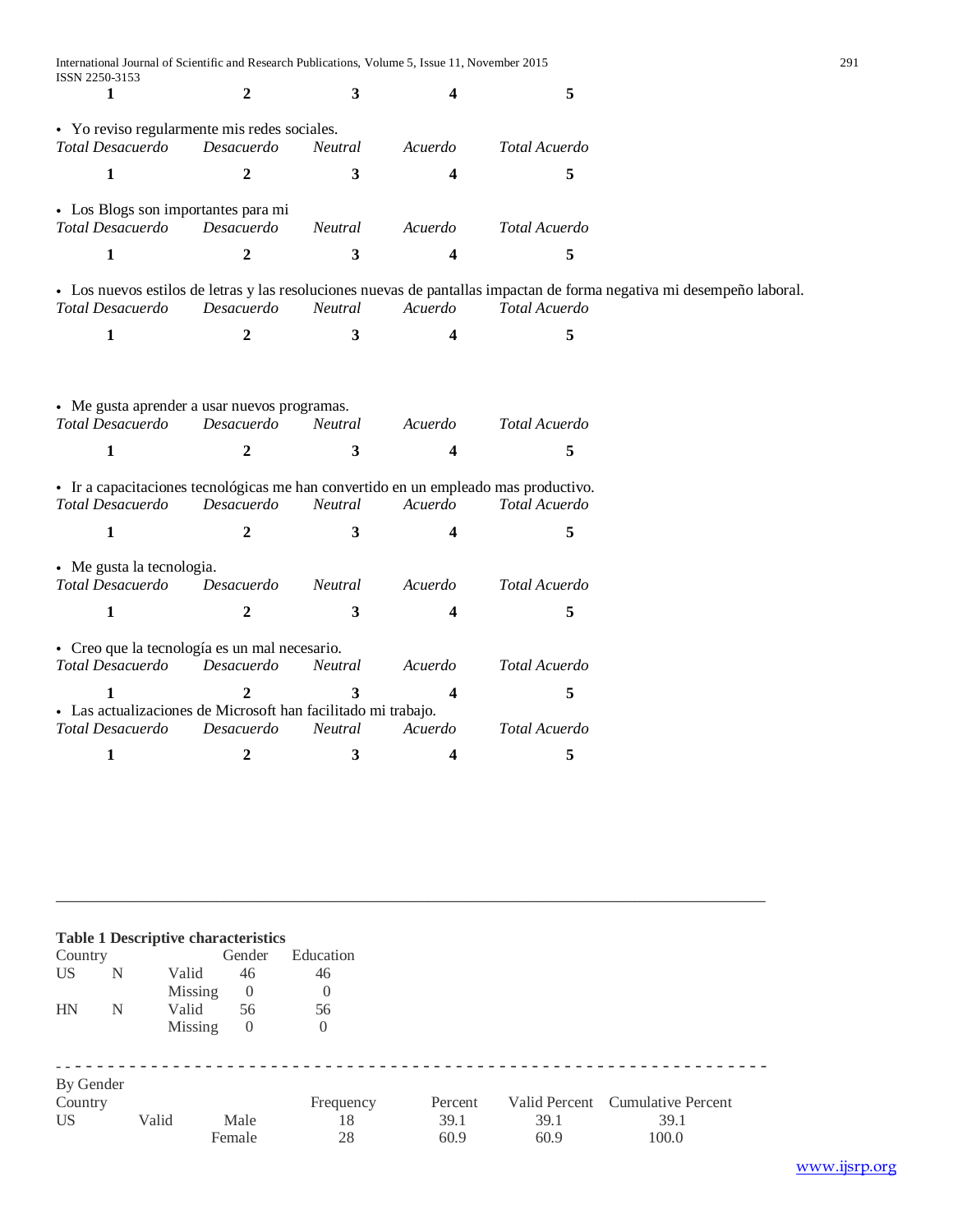| 1 | 2 | 3 | 4 | 5 |
|---|---|---|---|---|

- Yo reviso regularmente mis redes sociales.

| *Total Desacuerdo* | *Desacuerdo* | *Neutral* | *Acuerdo* | *Total Acuerdo* |
|---|---|---|---|---|
| **1** | **2** | **3** | **4** | **5** |

- Los Blogs son importantes para mi

| *Total Desacuerdo* | *Desacuerdo* | *Neutral* | *Acuerdo* | *Total Acuerdo* |
|---|---|---|---|---|
| **1** | **2** | **3** | **4** | **5** |

- Los nuevos estilos de letras y las resoluciones nuevas de pantallas impactan de forma negativa mi desempeño laboral.

| *Total Desacuerdo* | *Desacuerdo* | *Neutral* | *Acuerdo* | *Total Acuerdo* |
|---|---|---|---|---|
| **1** | **2** | **3** | **4** | **5** |

- Me gusta aprender a usar nuevos programas.

| *Total Desacuerdo* | *Desacuerdo* | *Neutral* | *Acuerdo* | *Total Acuerdo* |
|---|---|---|---|---|
| **1** | **2** | **3** | **4** | **5** |

- Ir a capacitaciones tecnológicas me han convertido en un empleado mas productivo.

| *Total Desacuerdo* | *Desacuerdo* | *Neutral* | *Acuerdo* | *Total Acuerdo* |
|---|---|---|---|---|
| **1** | **2** | **3** | **4** | **5** |

- Me gusta la tecnologia.

| *Total Desacuerdo* | *Desacuerdo* | *Neutral* | *Acuerdo* | *Total Acuerdo* |
|---|---|---|---|---|
| **1** | **2** | **3** | **4** | **5** |

- Creo que la tecnología es un mal necesario.

| *Total Desacuerdo* | *Desacuerdo* | *Neutral* | *Acuerdo* | *Total Acuerdo* |
|---|---|---|---|---|
| **1** | **2** | **3** | **4** | **5** |

- Las actualizaciones de Microsoft han facilitado mi trabajo.

| *Total Desacuerdo* | *Desacuerdo* | *Neutral* | *Acuerdo* | *Total Acuerdo* |
|---|---|---|---|---|
| **1** | **2** | **3** | **4** | **5** |

---

**Table 1 Descriptive characteristics**

| Country | | | Gender | Education |
|---|---|---|---|---|
| US | N | Valid | 46 | 46 |
| | | Missing | 0 | 0 |
| HN | N | Valid | 56 | 56 |
| | | Missing | 0 | 0 |

By Gender

| Country | | | Frequency | Percent | Valid Percent | Cumulative Percent |
|---|---|---|---|---|---|---|
| US | Valid | Male | 18 | 39.1 | 39.1 | 39.1 |
| | | Female | 28 | 60.9 | 60.9 | 100.0 |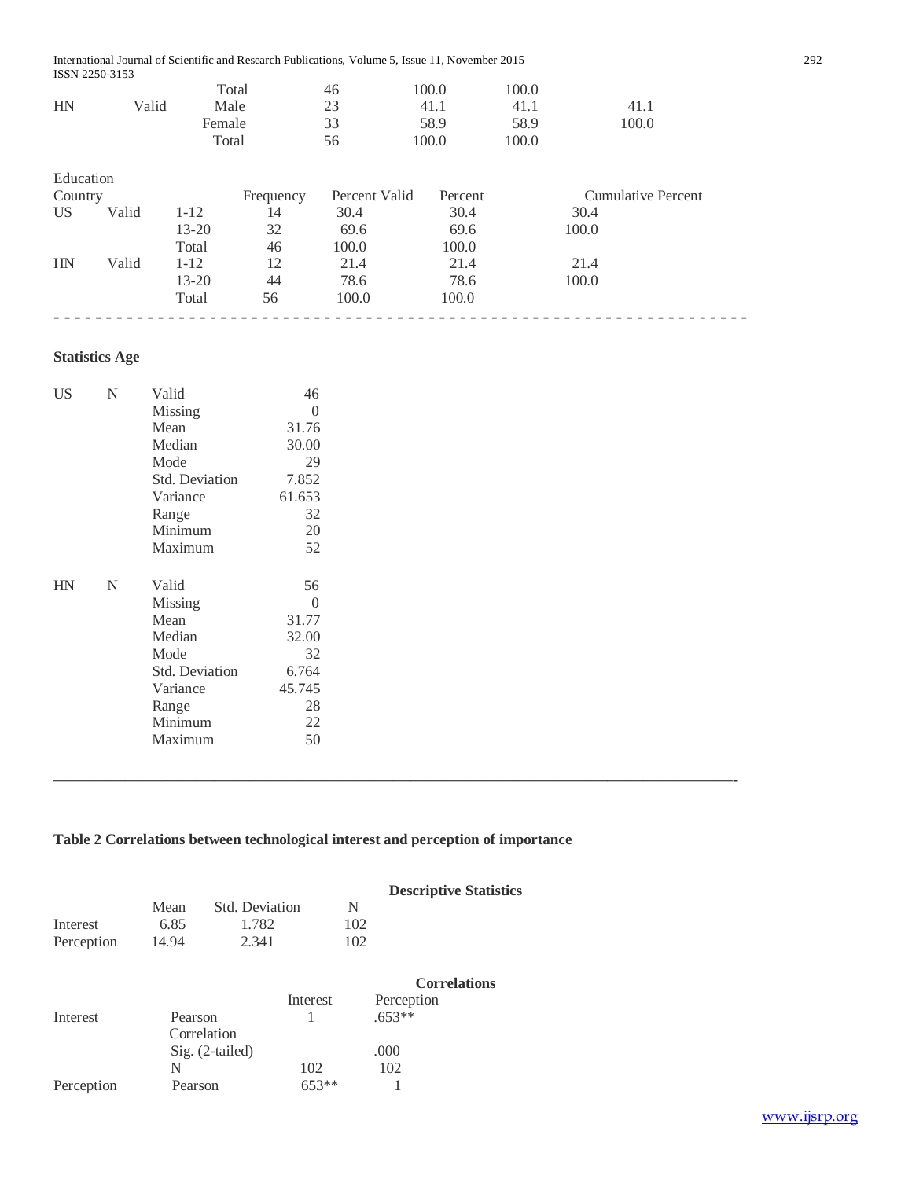| | | | | | | |
|---|---|---|---|---|---|---|
| | | Total | 46 | 100.0 | 100.0 | |
| HN | Valid | Male | 23 | 41.1 | 41.1 | 41.1 |
| | | Female | 33 | 58.9 | 58.9 | 100.0 |
| | | Total | 56 | 100.0 | 100.0 | |

Education

| Country | | | Frequency | Percent Valid | Percent | Cumulative Percent |
|---|---|---|---|---|---|---|
| US | Valid | 1-12 | 14 | 30.4 | 30.4 | 30.4 |
| | | 13-20 | 32 | 69.6 | 69.6 | 100.0 |
| | | Total | 46 | 100.0 | 100.0 | |
| HN | Valid | 1-12 | 12 | 21.4 | 21.4 | 21.4 |
| | | 13-20 | 44 | 78.6 | 78.6 | 100.0 |
| | | Total | 56 | 100.0 | 100.0 | |

---

**Statistics Age**

| | | | |
|---|---|---|---|
| US | N | Valid | 46 |
| | | Missing | 0 |
| | | Mean | 31.76 |
| | | Median | 30.00 |
| | | Mode | 29 |
| | | Std. Deviation | 7.852 |
| | | Variance | 61.653 |
| | | Range | 32 |
| | | Minimum | 20 |
| | | Maximum | 52 |
| HN | N | Valid | 56 |
| | | Missing | 0 |
| | | Mean | 31.77 |
| | | Median | 32.00 |
| | | Mode | 32 |
| | | Std. Deviation | 6.764 |
| | | Variance | 45.745 |
| | | Range | 28 |
| | | Minimum | 22 |
| | | Maximum | 50 |

---

**Table 2 Correlations between technological interest and perception of importance**

**Descriptive Statistics**

| | Mean | Std. Deviation | N |
|---|---|---|---|
| Interest | 6.85 | 1.782 | 102 |
| Perception | 14.94 | 2.341 | 102 |

**Correlations**

| | | Interest | Perception |
|---|---|---|---|
| Interest | Pearson Correlation | 1 | .653** |
| | Sig. (2-tailed) | | .000 |
| | N | 102 | 102 |
| Perception | Pearson | 653** | 1 |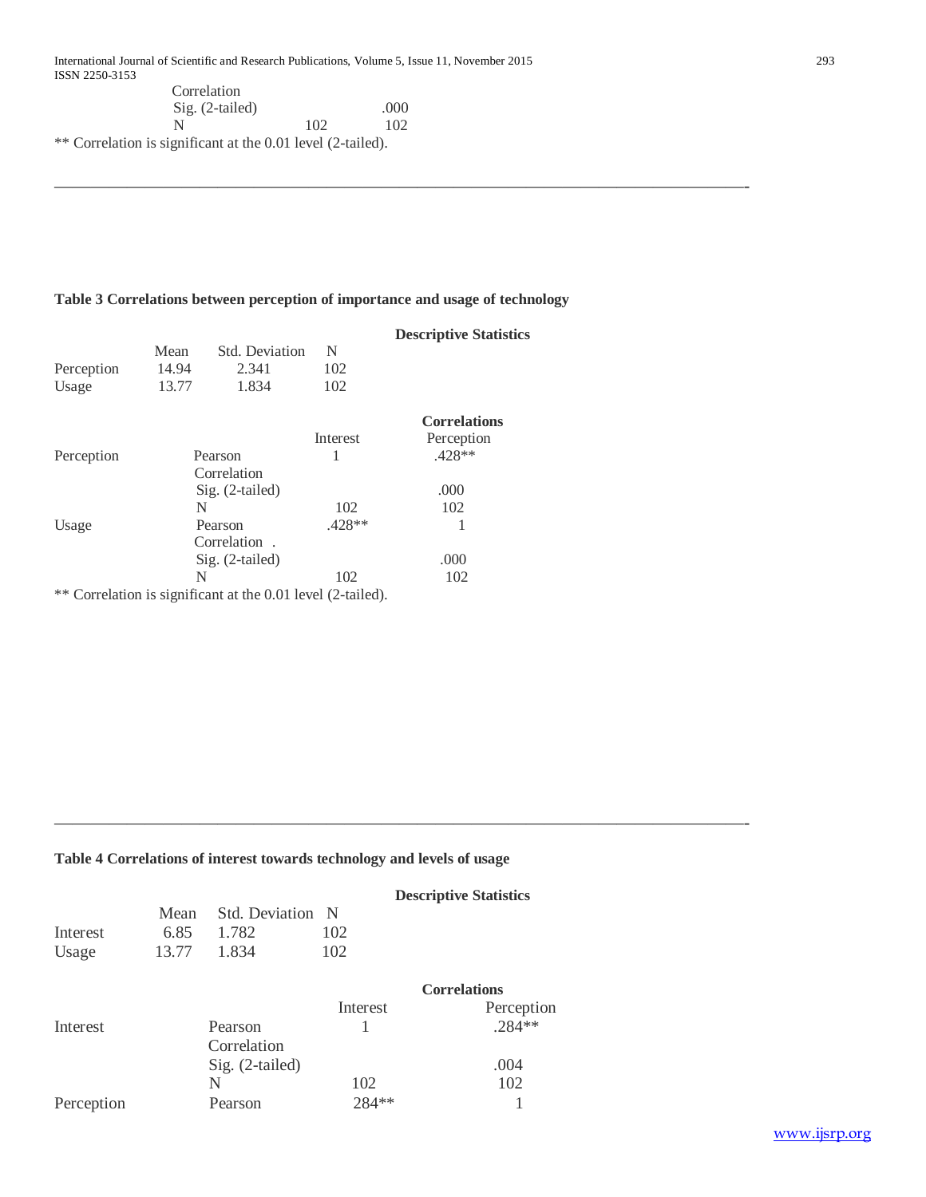| | | | |
|---|---|---|---|
| | Correlation | | |
| | Sig. (2-tailed) | | .000 |
| | N | 102 | 102 |

** Correlation is significant at the 0.01 level (2-tailed).

---

**Table 3 Correlations between perception of importance and usage of technology**

**Descriptive Statistics**

| | Mean | Std. Deviation | N |
|---|---|---|---|
| Perception | 14.94 | 2.341 | 102 |
| Usage | 13.77 | 1.834 | 102 |

**Correlations**

| | | Interest | Perception |
|---|---|---|---|
| Perception | Pearson Correlation | 1 | .428** |
| | Sig. (2-tailed) | | .000 |
| | N | 102 | 102 |
| Usage | Pearson Correlation . | .428** | 1 |
| | Sig. (2-tailed) | | .000 |
| | N | 102 | 102 |

** Correlation is significant at the 0.01 level (2-tailed).

---

**Table 4 Correlations of interest towards technology and levels of usage**

**Descriptive Statistics**

| | Mean | Std. Deviation | N |
|---|---|---|---|
| Interest | 6.85 | 1.782 | 102 |
| Usage | 13.77 | 1.834 | 102 |

**Correlations**

| | | Interest | Perception |
|---|---|---|---|
| Interest | Pearson Correlation | 1 | .284** |
| | Sig. (2-tailed) | | .004 |
| | N | 102 | 102 |
| Perception | Pearson | 284** | 1 |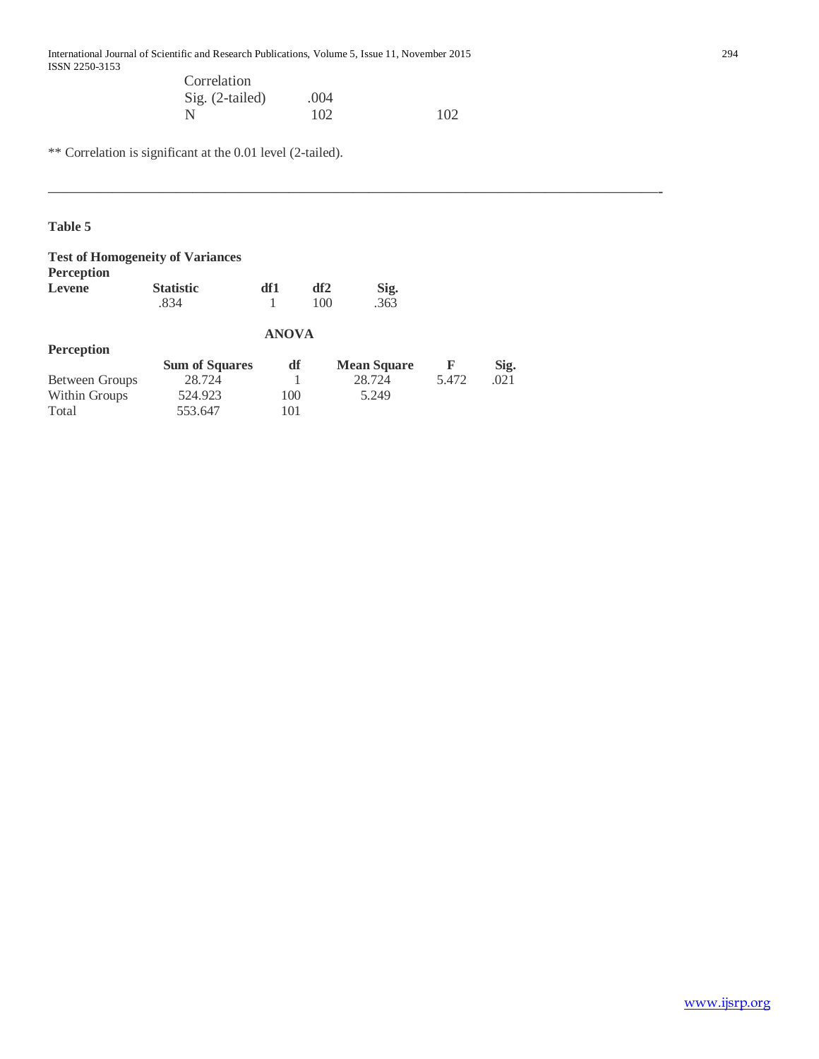| | | |
|---|---|---|
| Correlation | | |
| Sig. (2-tailed) | .004 | |
| N | 102 | 102 |

** Correlation is significant at the 0.01 level (2-tailed).

---

**Table 5**

**Test of Homogeneity of Variances**

**Perception**

| Levene Statistic | df1 | df2 | Sig. |
|---|---|---|---|
| .834 | 1 | 100 | .363 |

**ANOVA**

**Perception**

| | Sum of Squares | df | Mean Square | F | Sig. |
|---|---|---|---|---|---|
| Between Groups | 28.724 | 1 | 28.724 | 5.472 | .021 |
| Within Groups | 524.923 | 100 | 5.249 | | |
| Total | 553.647 | 101 | | | |